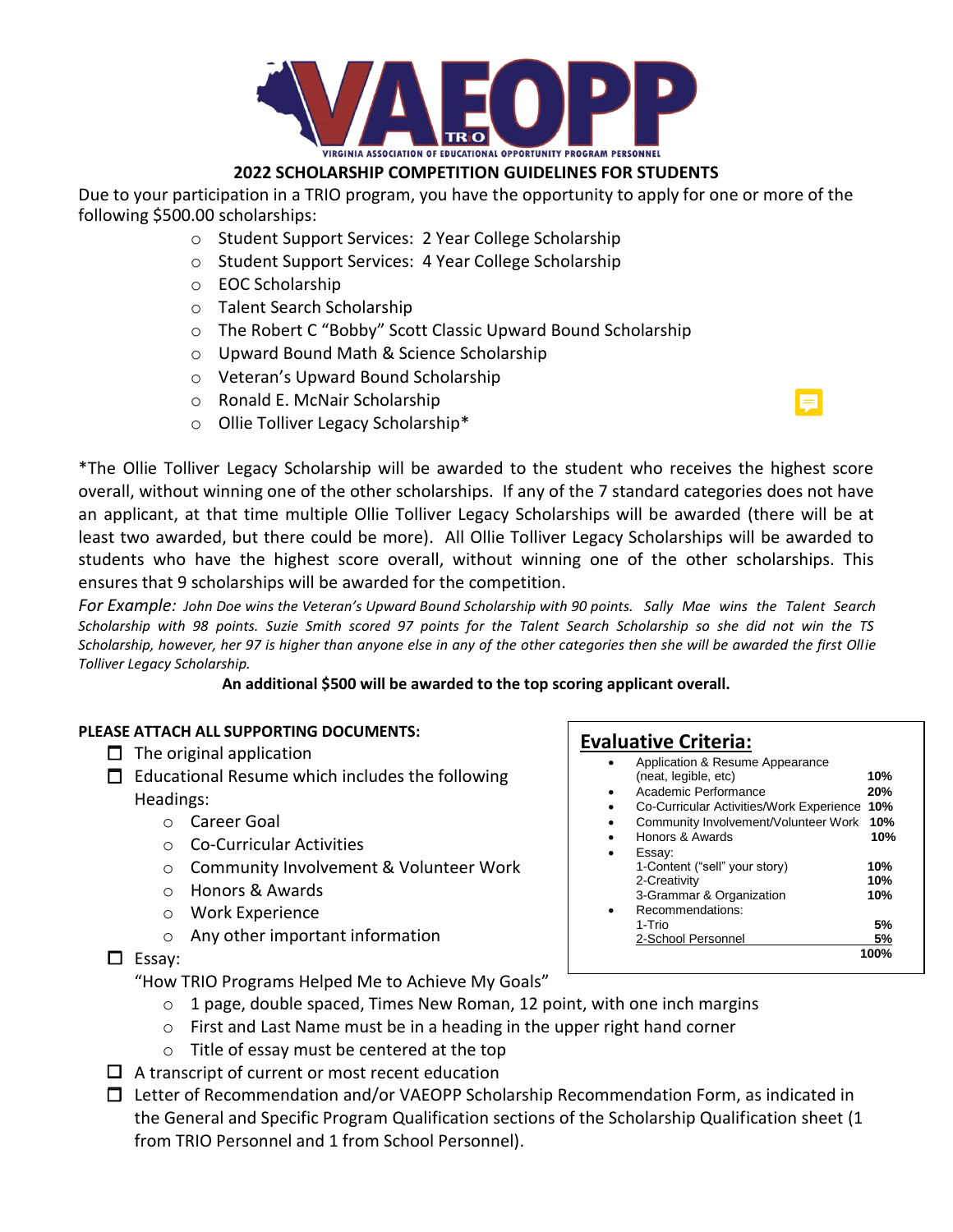VIRGINIA ASSOCIATION OF EDUCATIONAL OPPORTUNITY PROGRAM PERSONNEL

## 2022 SCHOLARSHIP COMPETITION GUIDELINES FOR STUDENTS

Due to your participation in a TRIO program, you have the opportunity to apply for one or more of the following $500.00 scholarships:

- Student Support Services: 2 Year College Scholarship
- Student Support Services: 4 Year College Scholarship
- EOC Scholarship
- Talent Search Scholarship
- The Robert C "Bobby" Scott Classic Upward Bound Scholarship
- Upward Bound Math & Science Scholarship
- Veteran's Upward Bound Scholarship
- Ronald E. McNair Scholarship
- Ollie Tolliver Legacy Scholarship*

*The Ollie Tolliver Legacy Scholarship will be awarded to the student who receives the highest score overall, without winning one of the other scholarships. If any of the 7 standard categories does not have an applicant, at that time multiple Ollie Tolliver Legacy Scholarships will be awarded (there will be at least two awarded, but there could be more). All Ollie Tolliver Legacy Scholarships will be awarded to students who have the highest score overall, without winning one of the other scholarships. This ensures that 9 scholarships will be awarded for the competition.

*For Example: John Doe wins the Veteran's Upward Bound Scholarship with 90 points. Sally Mae wins the Talent Search Scholarship with 98 points. Suzie Smith scored 97 points for the Talent Search Scholarship so she did not win the TS Scholarship, however, her 97 is higher than anyone else in any of the other categories then she will be awarded the first Ollie Tolliver Legacy Scholarship.*

**An additional $500 will be awarded to the top scoring applicant overall.**

**PLEASE ATTACH ALL SUPPORTING DOCUMENTS:**

- ☐ The original application
- ☐ Educational Resume which includes the following Headings:
  - Career Goal
  - Co-Curricular Activities
  - Community Involvement & Volunteer Work
  - Honors & Awards
  - Work Experience
  - Any other important information
- ☐ Essay:
  "How TRIO Programs Helped Me to Achieve My Goals"
  - 1 page, double spaced, Times New Roman, 12 point, with one inch margins
  - First and Last Name must be in a heading in the upper right hand corner
  - Title of essay must be centered at the top
- ☐ A transcript of current or most recent education
- ☐ Letter of Recommendation and/or VAEOPP Scholarship Recommendation Form, as indicated in the General and Specific Program Qualification sections of the Scholarship Qualification sheet (1 from TRIO Personnel and 1 from School Personnel).

### Evaluative Criteria:

| Criteria | Weight |
|---|---|
| • Application & Resume Appearance (neat, legible, etc) | 10% |
| • Academic Performance | 20% |
| • Co-Curricular Activities/Work Experience | 10% |
| • Community Involvement/Volunteer Work | 10% |
| • Honors & Awards | 10% |
| • Essay: | |
| 1-Content ("sell" your story) | 10% |
| 2-Creativity | 10% |
| 3-Grammar & Organization | 10% |
| • Recommendations: | |
| 1-Trio | 5% |
| 2-School Personnel | 5% |
| | 100% |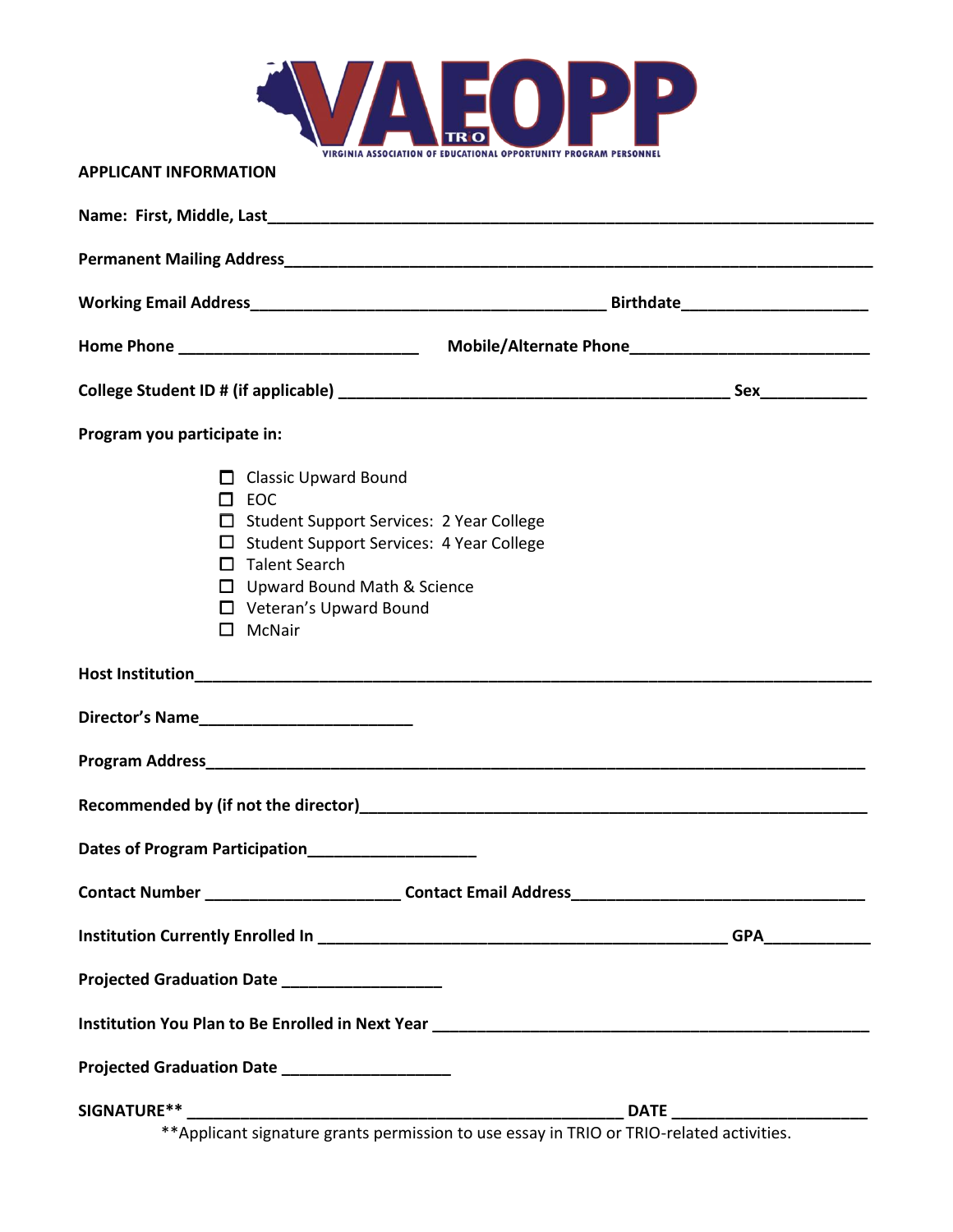VAEOPP
TRIO
VIRGINIA ASSOCIATION OF EDUCATIONAL OPPORTUNITY PROGRAM PERSONNEL

**APPLICANT INFORMATION**

**Name: First, Middle, Last**______________________________________________________________________

**Permanent Mailing Address**______________________________________________________________________

**Working Email Address**________________________________________ **Birthdate**_____________________

**Home Phone** ___________________________ **Mobile/Alternate Phone**__________________________

**College Student ID # (if applicable)** ____________________________________________ **Sex**____________

**Program you participate in:**

- ☐ Classic Upward Bound
- ☐ EOC
- ☐ Student Support Services: 2 Year College
- ☐ Student Support Services: 4 Year College
- ☐ Talent Search
- ☐ Upward Bound Math & Science
- ☐ Veteran's Upward Bound
- ☐ McNair

**Host Institution**______________________________________________________________________________

**Director's Name**________________________

**Program Address**_____________________________________________________________________________

**Recommended by (if not the director)**___________________________________________________________

**Dates of Program Participation**___________________

**Contact Number** _____________________ **Contact Email Address**________________________________

**Institution Currently Enrolled In** _____________________________________________ **GPA**____________

**Projected Graduation Date** __________________

**Institution You Plan to Be Enrolled in Next Year** __________________________________________________

**Projected Graduation Date** ___________________

**SIGNATURE**** _________________________________________________ **DATE** ______________________

**Applicant signature grants permission to use essay in TRIO or TRIO-related activities.